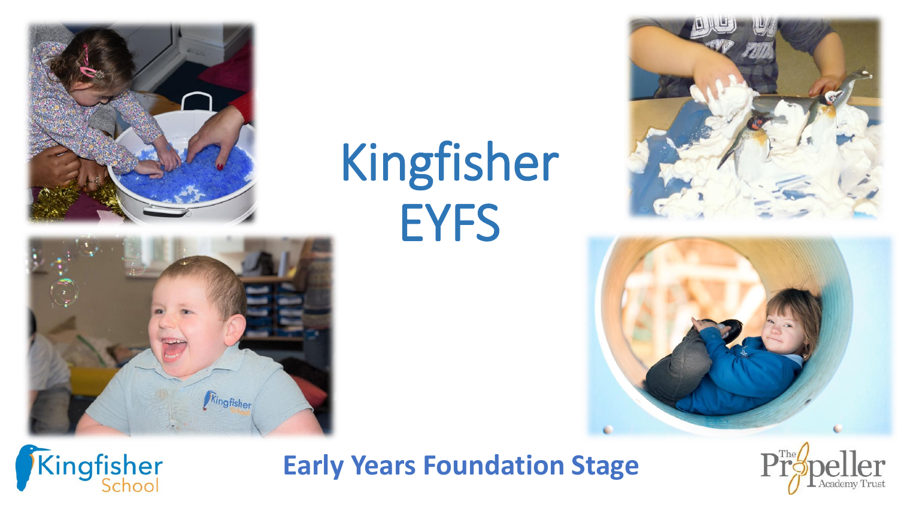# Kingfisher EYFS

**Early Years Foundation Stage**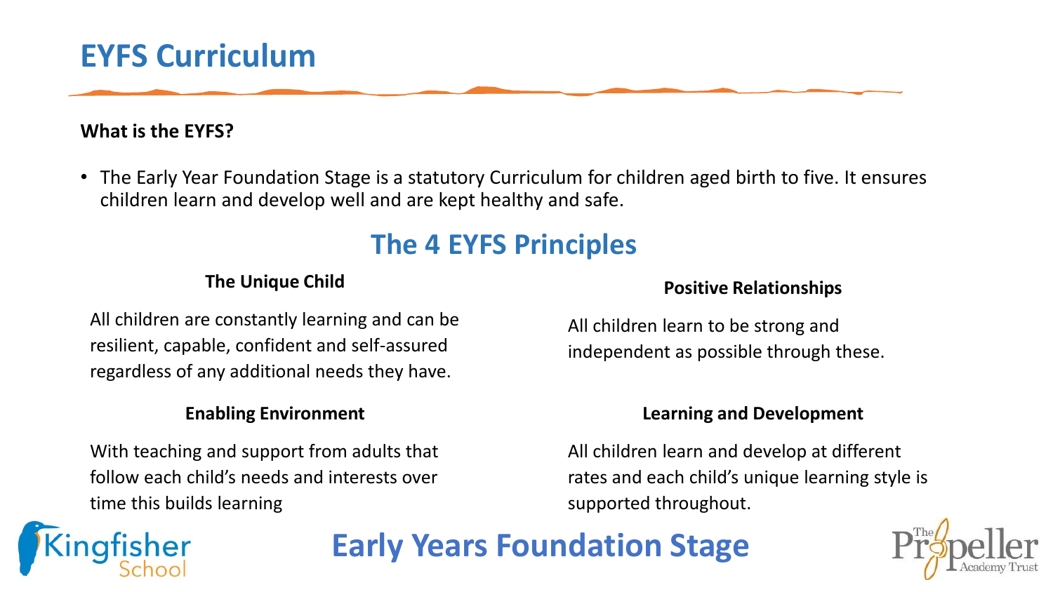# EYFS Curriculum

**What is the EYFS?**

- The Early Year Foundation Stage is a statutory Curriculum for children aged birth to five. It ensures children learn and develop well and are kept healthy and safe.

## The 4 EYFS Principles

**The Unique Child**

All children are constantly learning and can be resilient, capable, confident and self-assured regardless of any additional needs they have.

**Positive Relationships**

All children learn to be strong and independent as possible through these.

**Enabling Environment**

With teaching and support from adults that follow each child's needs and interests over time this builds learning

**Learning and Development**

All children learn and develop at different rates and each child's unique learning style is supported throughout.

Kingfisher School

**Early Years Foundation Stage**

The Propeller Academy Trust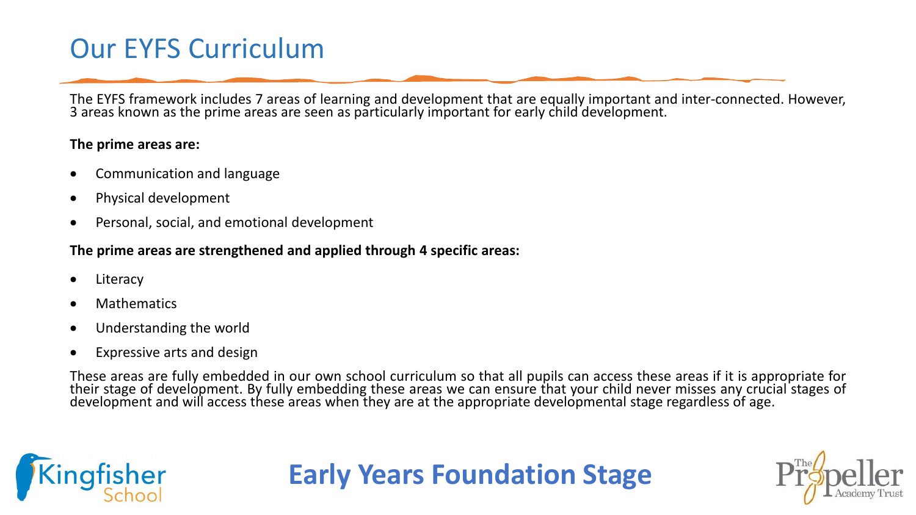# Our EYFS Curriculum

The EYFS framework includes 7 areas of learning and development that are equally important and inter-connected. However, 3 areas known as the prime areas are seen as particularly important for early child development.

**The prime areas are:**

- Communication and language
- Physical development
- Personal, social, and emotional development

**The prime areas are strengthened and applied through 4 specific areas:**

- Literacy
- Mathematics
- Understanding the world
- Expressive arts and design

These areas are fully embedded in our own school curriculum so that all pupils can access these areas if it is appropriate for their stage of development. By fully embedding these areas we can ensure that your child never misses any crucial stages of development and will access these areas when they are at the appropriate developmental stage regardless of age.

Kingfisher School

**Early Years Foundation Stage**

The Propeller Academy Trust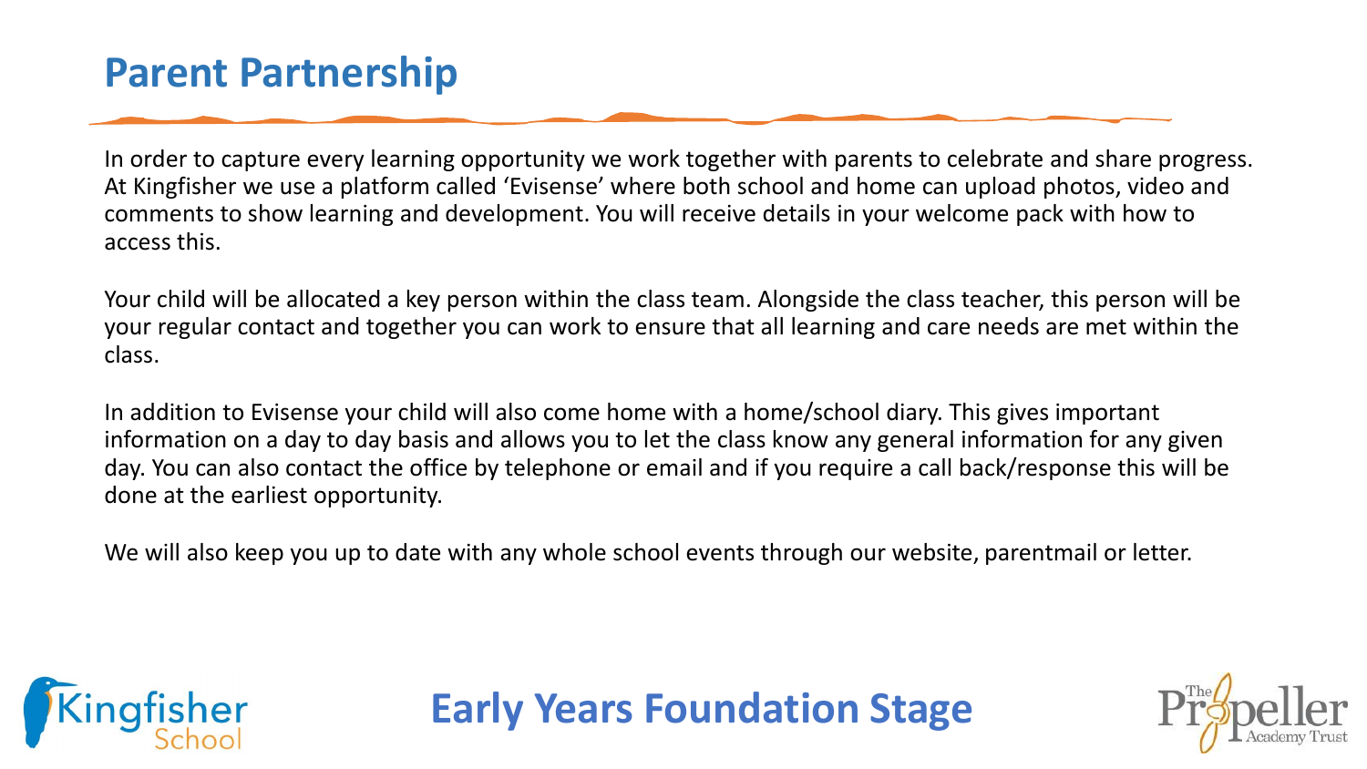# Parent Partnership

In order to capture every learning opportunity we work together with parents to celebrate and share progress. At Kingfisher we use a platform called 'Evisense' where both school and home can upload photos, video and comments to show learning and development. You will receive details in your welcome pack with how to access this.

Your child will be allocated a key person within the class team. Alongside the class teacher, this person will be your regular contact and together you can work to ensure that all learning and care needs are met within the class.

In addition to Evisense your child will also come home with a home/school diary. This gives important information on a day to day basis and allows you to let the class know any general information for any given day. You can also contact the office by telephone or email and if you require a call back/response this will be done at the earliest opportunity.

We will also keep you up to date with any whole school events through our website, parentmail or letter.

Kingfisher School

**Early Years Foundation Stage**

The Propeller Academy Trust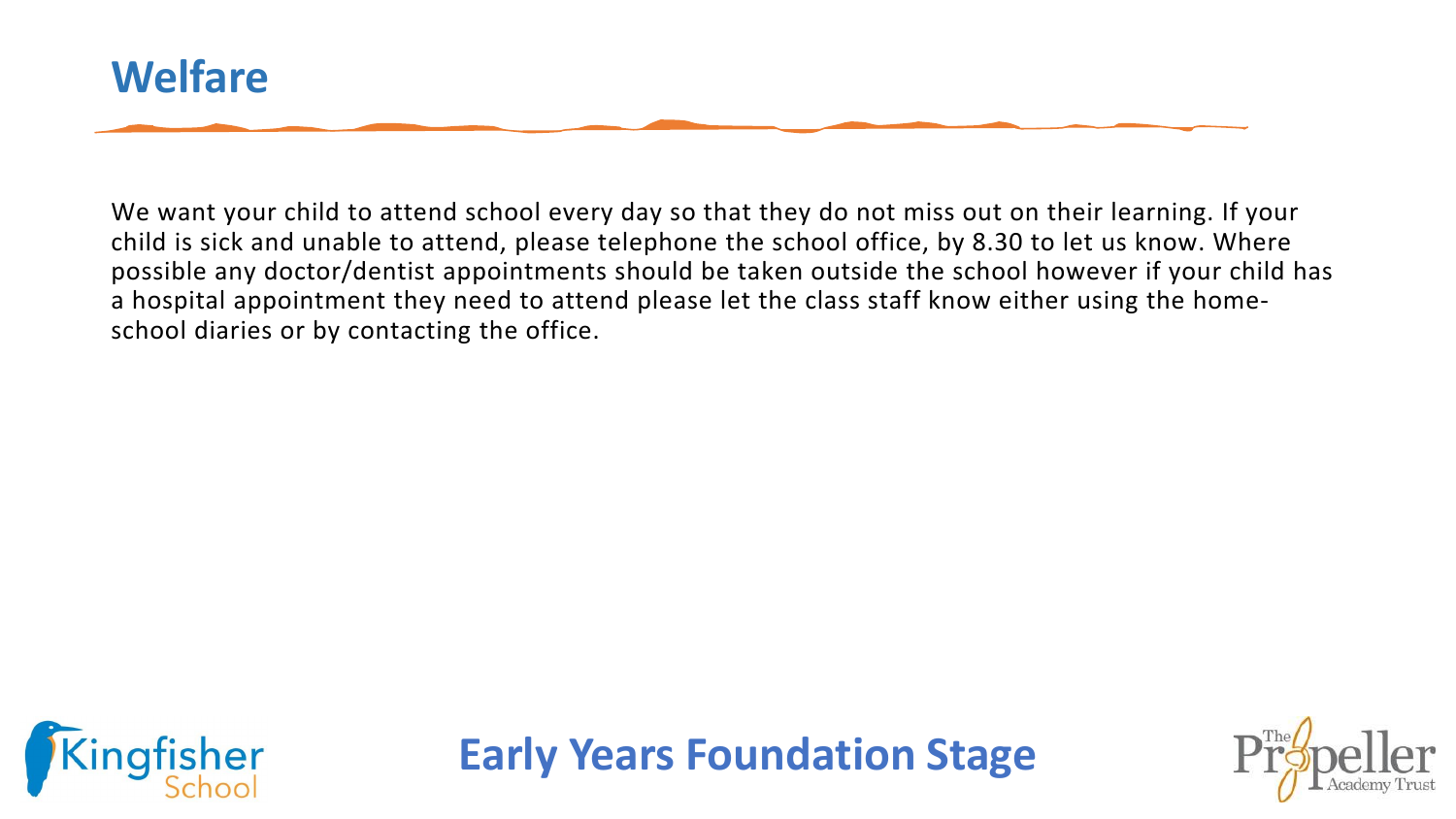# Welfare

We want your child to attend school every day so that they do not miss out on their learning. If your child is sick and unable to attend, please telephone the school office, by 8.30 to let us know. Where possible any doctor/dentist appointments should be taken outside the school however if your child has a hospital appointment they need to attend please let the class staff know either using the home-school diaries or by contacting the office.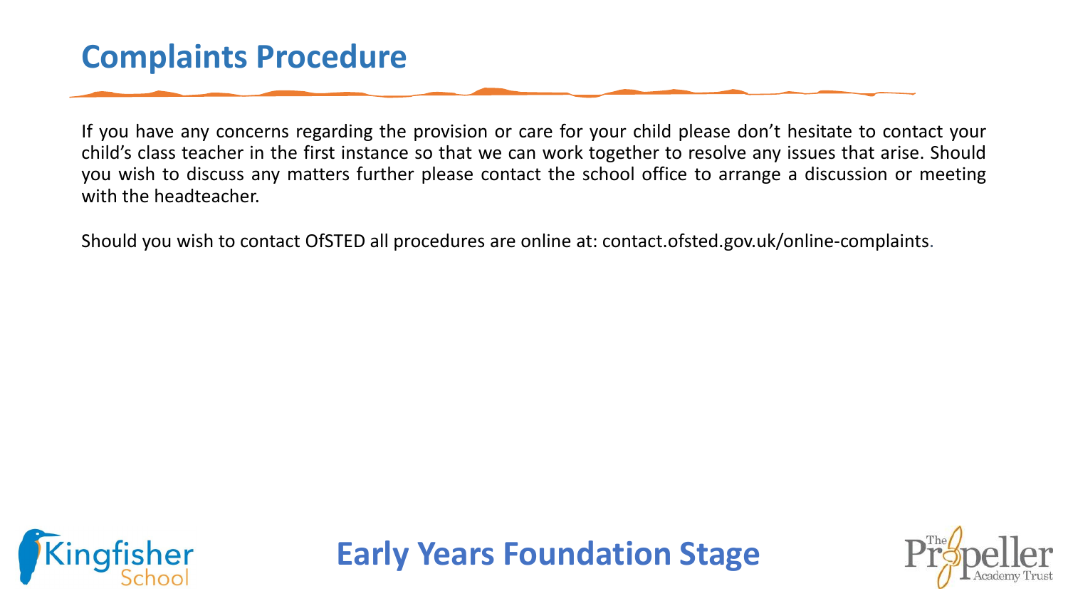# Complaints Procedure

If you have any concerns regarding the provision or care for your child please don't hesitate to contact your child's class teacher in the first instance so that we can work together to resolve any issues that arise. Should you wish to discuss any matters further please contact the school office to arrange a discussion or meeting with the headteacher.

Should you wish to contact OfSTED all procedures are online at: contact.ofsted.gov.uk/online-complaints.